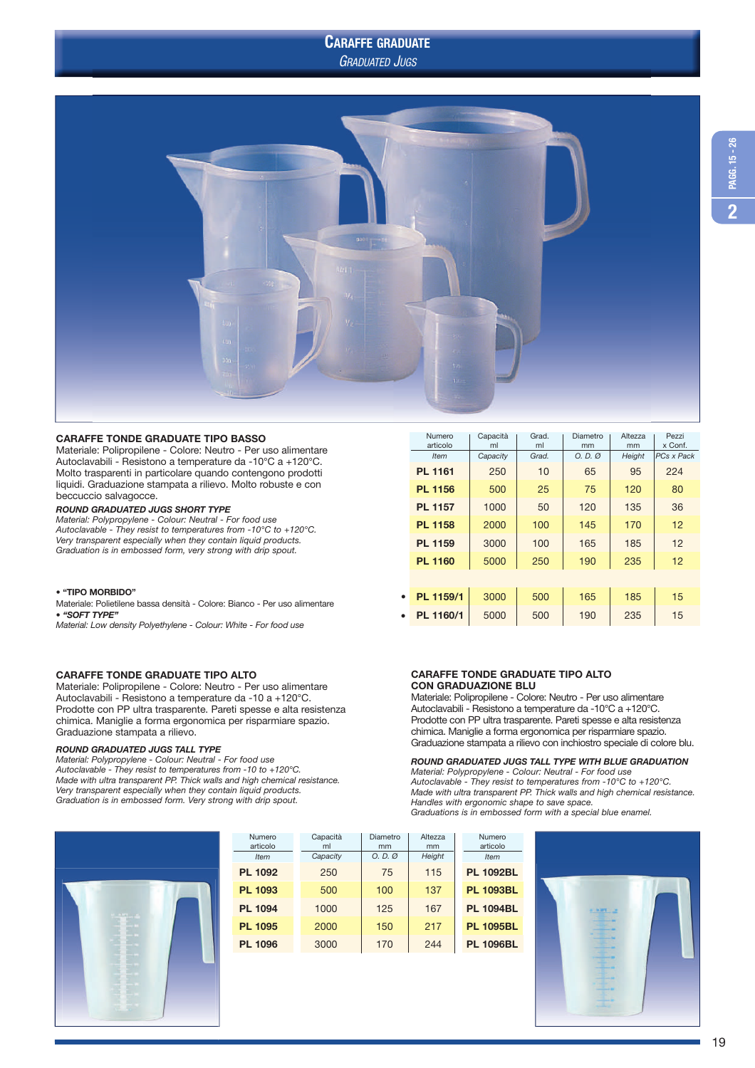# CARAFFE GRADUATE

*GRADUATED JUGS*

## CARAFFE TONDE GRADUATE TIPO BASSO

Materiale: Polipropilene - Colore: Neutro - Per uso alimentare
Autoclavabili - Resistono a temperature da -10°C a +120°C.
Molto trasparenti in particolare quando contengono prodotti liquidi. Graduazione stampata a rilievo. Molto robuste e con beccuccio salvagocce.

***ROUND GRADUATED JUGS SHORT TYPE***

*Material: Polypropylene - Colour: Neutral - For food use*
*Autoclavable - They resist to temperatures from -10°C to +120°C.*
*Very transparent especially when they contain liquid products.*
*Graduation is in embossed form, very strong with drip spout.*

**• "TIPO MORBIDO"**
Materiale: Polietilene bassa densità - Colore: Bianco - Per uso alimentare
***• "SOFT TYPE"***
*Material: Low density Polyethylene - Colour: White - For food use*

| Numero articolo *Item* | Capacità ml *Capacity* | Grad. ml *Grad.* | Diametro mm *O. D. Ø* | Altezza mm *Height* | Pezzi x Conf. *PCs x Pack* |
|---|---|---|---|---|---|
| **PL 1161** | 250 | 10 | 65 | 95 | 224 |
| **PL 1156** | 500 | 25 | 75 | 120 | 80 |
| **PL 1157** | 1000 | 50 | 120 | 135 | 36 |
| **PL 1158** | 2000 | 100 | 145 | 170 | 12 |
| **PL 1159** | 3000 | 100 | 165 | 185 | 12 |
| **PL 1160** | 5000 | 250 | 190 | 235 | 12 |
| • **PL 1159/1** | 3000 | 500 | 165 | 185 | 15 |
| • **PL 1160/1** | 5000 | 500 | 190 | 235 | 15 |

## CARAFFE TONDE GRADUATE TIPO ALTO

Materiale: Polipropilene - Colore: Neutro - Per uso alimentare
Autoclavabili - Resistono a temperature da -10 a +120°C.
Prodotte con PP ultra trasparente. Pareti spesse e alta resistenza chimica. Maniglie a forma ergonomica per risparmiare spazio.
Graduazione stampata a rilievo.

***ROUND GRADUATED JUGS TALL TYPE***

*Material: Polypropylene - Colour: Neutral - For food use*
*Autoclavable - They resist to temperatures from -10 to +120°C.*
*Made with ultra transparent PP. Thick walls and high chemical resistance.*
*Very transparent especially when they contain liquid products.*
*Graduation is in embossed form. Very strong with drip spout.*

## CARAFFE TONDE GRADUATE TIPO ALTO CON GRADUAZIONE BLU

Materiale: Polipropilene - Colore: Neutro - Per uso alimentare
Autoclavabili - Resistono a temperature da -10°C a +120°C.
Prodotte con PP ultra trasparente. Pareti spesse e alta resistenza chimica. Maniglie a forma ergonomica per risparmiare spazio.
Graduazione stampata a rilievo con inchiostro speciale di colore blu.

***ROUND GRADUATED JUGS TALL TYPE WITH BLUE GRADUATION***

*Material: Polypropylene - Colour: Neutral - For food use*
*Autoclavable - They resist to temperatures from -10°C to +120°C.*
*Made with ultra transparent PP. Thick walls and high chemical resistance.*
*Handles with ergonomic shape to save space.*
*Graduations is in embossed form with a special blue enamel.*

| Numero articolo *Item* | Capacità ml *Capacity* | Diametro mm *O. D. Ø* | Altezza mm *Height* | Numero articolo *Item* |
|---|---|---|---|---|
| **PL 1092** | 250 | 75 | 115 | **PL 1092BL** |
| **PL 1093** | 500 | 100 | 137 | **PL 1093BL** |
| **PL 1094** | 1000 | 125 | 167 | **PL 1094BL** |
| **PL 1095** | 2000 | 150 | 217 | **PL 1095BL** |
| **PL 1096** | 3000 | 170 | 244 | **PL 1096BL** |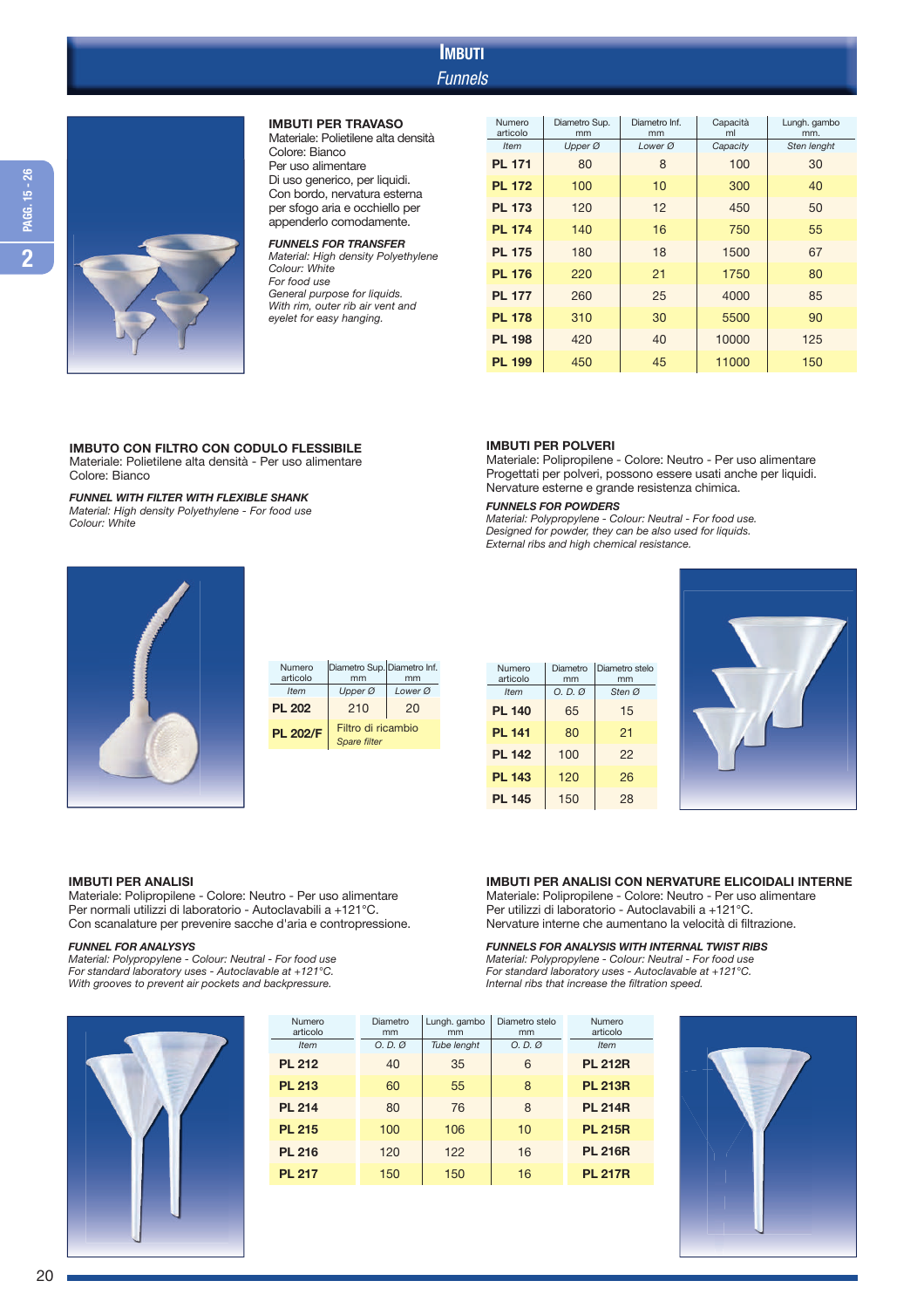# IMBUTI
## *Funnels*

### IMBUTI PER TRAVASO
Materiale: Polietilene alta densità
Colore: Bianco
Per uso alimentare
Di uso generico, per liquidi.
Con bordo, nervatura esterna per sfogo aria e occhiello per appenderlo comodamente.

***FUNNELS FOR TRANSFER***
*Material: High density Polyethylene*
*Colour: White*
*For food use*
*General purpose for liquids.*
*With rim, outer rib air vent and eyelet for easy hanging.*

| Numero articolo | Diametro Sup. mm | Diametro Inf. mm | Capacità ml | Lungh. gambo mm. |
|---|---|---|---|---|
| *Item* | *Upper Ø* | *Lower Ø* | *Capacity* | *Sten lenght* |
| **PL 171** | 80 | 8 | 100 | 30 |
| **PL 172** | 100 | 10 | 300 | 40 |
| **PL 173** | 120 | 12 | 450 | 50 |
| **PL 174** | 140 | 16 | 750 | 55 |
| **PL 175** | 180 | 18 | 1500 | 67 |
| **PL 176** | 220 | 21 | 1750 | 80 |
| **PL 177** | 260 | 25 | 4000 | 85 |
| **PL 178** | 310 | 30 | 5500 | 90 |
| **PL 198** | 420 | 40 | 10000 | 125 |
| **PL 199** | 450 | 45 | 11000 | 150 |

### IMBUTO CON FILTRO CON CODULO FLESSIBILE
Materiale: Polietilene alta densità - Per uso alimentare
Colore: Bianco

***FUNNEL WITH FILTER WITH FLEXIBLE SHANK***
*Material: High density Polyethylene - For food use*
*Colour: White*

| Numero articolo | Diametro Sup. mm | Diametro Inf. mm |
|---|---|---|
| *Item* | *Upper Ø* | *Lower Ø* |
| **PL 202** | 210 | 20 |
| **PL 202/F** | Filtro di ricambio *Spare filter* | |

### IMBUTI PER POLVERI
Materiale: Polipropilene - Colore: Neutro - Per uso alimentare
Progettati per polveri, possono essere usati anche per liquidi.
Nervature esterne e grande resistenza chimica.

***FUNNELS FOR POWDERS***
*Material: Polypropylene - Colour: Neutral - For food use.*
*Designed for powder, they can be also used for liquids.*
*External ribs and high chemical resistance.*

| Numero articolo | Diametro mm | Diametro stelo mm |
|---|---|---|
| *Item* | *O. D. Ø* | *Sten Ø* |
| **PL 140** | 65 | 15 |
| **PL 141** | 80 | 21 |
| **PL 142** | 100 | 22 |
| **PL 143** | 120 | 26 |
| **PL 145** | 150 | 28 |

### IMBUTI PER ANALISI
Materiale: Polipropilene - Colore: Neutro - Per uso alimentare
Per normali utilizzi di laboratorio - Autoclavabili a +121°C.
Con scanalature per prevenire sacche d'aria e contropressione.

***FUNNEL FOR ANALYSYS***
*Material: Polypropylene - Colour: Neutral - For food use*
*For standard laboratory uses - Autoclavable at +121°C.*
*With grooves to prevent air pockets and backpressure.*

### IMBUTI PER ANALISI CON NERVATURE ELICOIDALI INTERNE
Materiale: Polipropilene - Colore: Neutro - Per uso alimentare
Per utilizzi di laboratorio - Autoclavabili a +121°C.
Nervature interne che aumentano la velocità di filtrazione.

***FUNNELS FOR ANALYSIS WITH INTERNAL TWIST RIBS***
*Material: Polypropylene - Colour: Neutral - For food use*
*For standard laboratory uses - Autoclavable at +121°C.*
*Internal ribs that increase the filtration speed.*

| Numero articolo | Diametro mm | Lungh. gambo mm | Diametro stelo mm | Numero articolo |
|---|---|---|---|---|
| *Item* | *O. D. Ø* | *Tube lenght* | *O. D. Ø* | *Item* |
| **PL 212** | 40 | 35 | 6 | **PL 212R** |
| **PL 213** | 60 | 55 | 8 | **PL 213R** |
| **PL 214** | 80 | 76 | 8 | **PL 214R** |
| **PL 215** | 100 | 106 | 10 | **PL 215R** |
| **PL 216** | 120 | 122 | 16 | **PL 216R** |
| **PL 217** | 150 | 150 | 16 | **PL 217R** |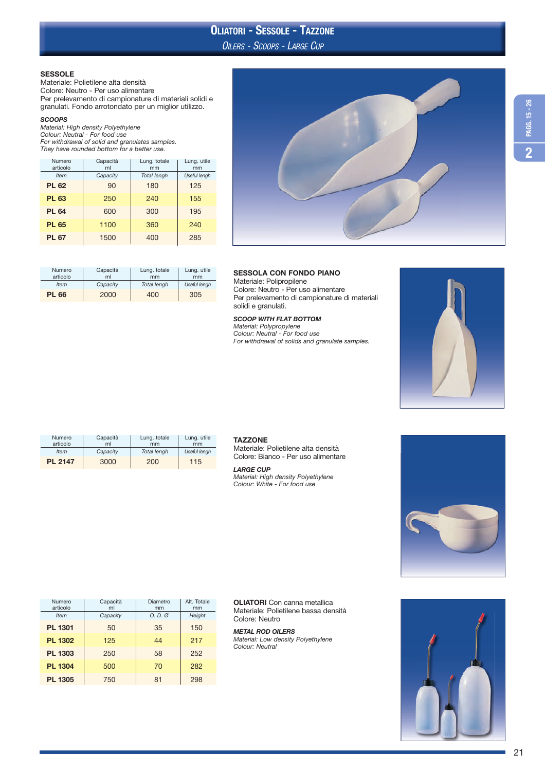# OLIATORI - SESSOLE - TAZZONE

*OILERS - SCOOPS - LARGE CUP*

**SESSOLE**
Materiale: Polietilene alta densità
Colore: Neutro - Per uso alimentare
Per prelevamento di campionature di materiali solidi e granulati. Fondo arrotondato per un miglior utilizzo.

***SCOOPS***
*Material: High density Polyethylene*
*Colour: Neutral - For food use*
*For withdrawal of solid and granulates samples.*
*They have rounded bottom for a better use.*

| Numero articolo *Item* | Capacità ml *Capacity* | Lung. totale mm *Total lengh* | Lung. utile mm *Useful lengh* |
|---|---|---|---|
| **PL 62** | 90 | 180 | 125 |
| **PL 63** | 250 | 240 | 155 |
| **PL 64** | 600 | 300 | 195 |
| **PL 65** | 1100 | 360 | 240 |
| **PL 67** | 1500 | 400 | 285 |

**SESSOLA CON FONDO PIANO**
Materiale: Polipropilene
Colore: Neutro - Per uso alimentare
Per prelevamento di campionature di materiali solidi e granulati.

***SCOOP WITH FLAT BOTTOM***
*Material: Polypropylene*
*Colour: Neutral - For food use*
*For withdrawal of solids and granulate samples.*

| Numero articolo *Item* | Capacità ml *Capacity* | Lung. totale mm *Total lengh* | Lung. utile mm *Useful lengh* |
|---|---|---|---|
| **PL 66** | 2000 | 400 | 305 |

**TAZZONE**
Materiale: Polietilene alta densità
Colore: Bianco - Per uso alimentare

***LARGE CUP***
*Material: High density Polyethylene*
*Colour: White - For food use*

| Numero articolo *Item* | Capacità ml *Capacity* | Lung. totale mm *Total lengh* | Lung. utile mm *Useful lengh* |
|---|---|---|---|
| **PL 2147** | 3000 | 200 | 115 |

**OLIATORI** Con canna metallica
Materiale: Polietilene bassa densità
Colore: Neutro

***METAL ROD OILERS***
*Material: Low density Polyethylene*
*Colour: Neutral*

| Numero articolo *Item* | Capacità ml *Capacity* | Diametro mm *O. D. Ø* | Alt. Totale mm *Height* |
|---|---|---|---|
| **PL 1301** | 50 | 35 | 150 |
| **PL 1302** | 125 | 44 | 217 |
| **PL 1303** | 250 | 58 | 252 |
| **PL 1304** | 500 | 70 | 282 |
| **PL 1305** | 750 | 81 | 298 |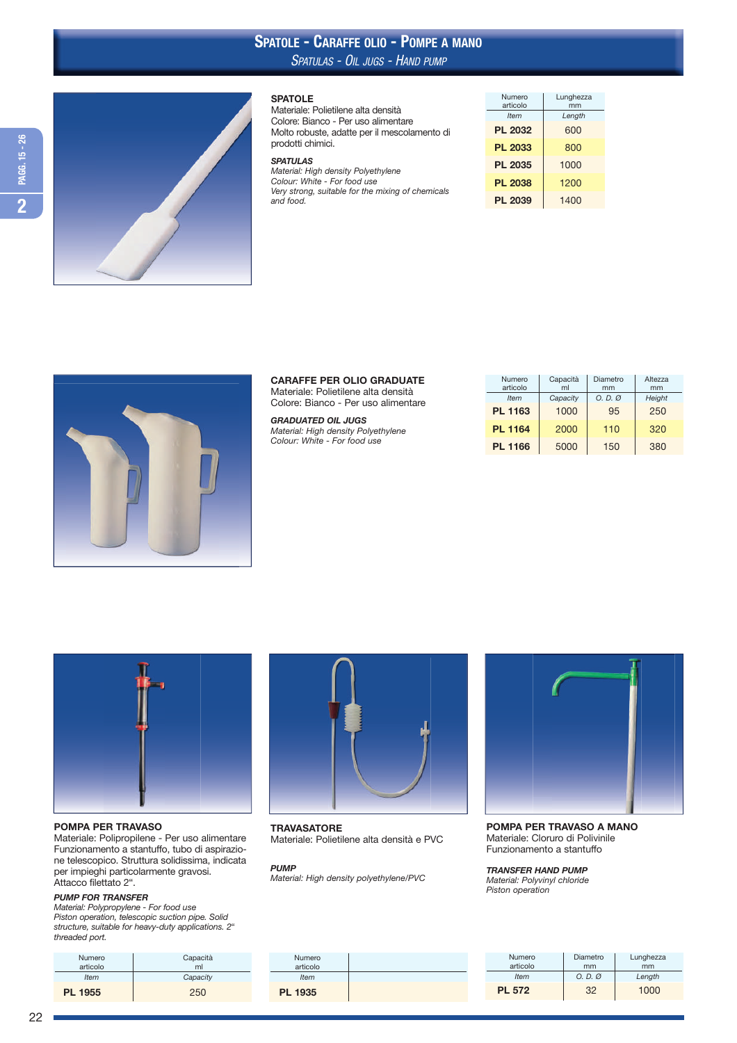# SPATOLE - CARAFFE OLIO - POMPE A MANO

*SPATULAS - OIL JUGS - HAND PUMP*

### SPATOLE

Materiale: Polietilene alta densità
Colore: Bianco - Per uso alimentare
Molto robuste, adatte per il mescolamento di prodotti chimici.

***SPATULAS***
*Material: High density Polyethylene*
*Colour: White - For food use*
*Very strong, suitable for the mixing of chemicals and food.*

| Numero articolo | Lunghezza mm |
|---|---|
| *Item* | *Length* |
| **PL 2032** | 600 |
| **PL 2033** | 800 |
| **PL 2035** | 1000 |
| **PL 2038** | 1200 |
| **PL 2039** | 1400 |

### CARAFFE PER OLIO GRADUATE

Materiale: Polietilene alta densità
Colore: Bianco - Per uso alimentare

***GRADUATED OIL JUGS***
*Material: High density Polyethylene*
*Colour: White - For food use*

| Numero articolo | Capacità ml | Diametro mm | Altezza mm |
|---|---|---|---|
| *Item* | *Capacity* | *O. D. Ø* | *Height* |
| **PL 1163** | 1000 | 95 | 250 |
| **PL 1164** | 2000 | 110 | 320 |
| **PL 1166** | 5000 | 150 | 380 |

### POMPA PER TRAVASO

Materiale: Polipropilene - Per uso alimentare
Funzionamento a stantuffo, tubo di aspirazione telescopico. Struttura solidissima, indicata per impieghi particolarmente gravosi.
Attacco filettato 2".

***PUMP FOR TRANSFER***
*Material: Polypropylene - For food use*
*Piston operation, telescopic suction pipe. Solid structure, suitable for heavy-duty applications. 2" threaded port.*

| Numero articolo | Capacità ml |
|---|---|
| *Item* | *Capacity* |
| **PL 1955** | 250 |

### TRAVASATORE

Materiale: Polietilene alta densità e PVC

***PUMP***
*Material: High density polyethylene/PVC*

| Numero articolo | |
|---|---|
| *Item* | |
| **PL 1935** | |

### POMPA PER TRAVASO A MANO

Materiale: Cloruro di Polivinile
Funzionamento a stantuffo

***TRANSFER HAND PUMP***
*Material: Polyvinyl chloride*
*Piston operation*

| Numero articolo | Diametro mm | Lunghezza mm |
|---|---|---|
| *Item* | *O. D. Ø* | *Length* |
| **PL 572** | 32 | 1000 |